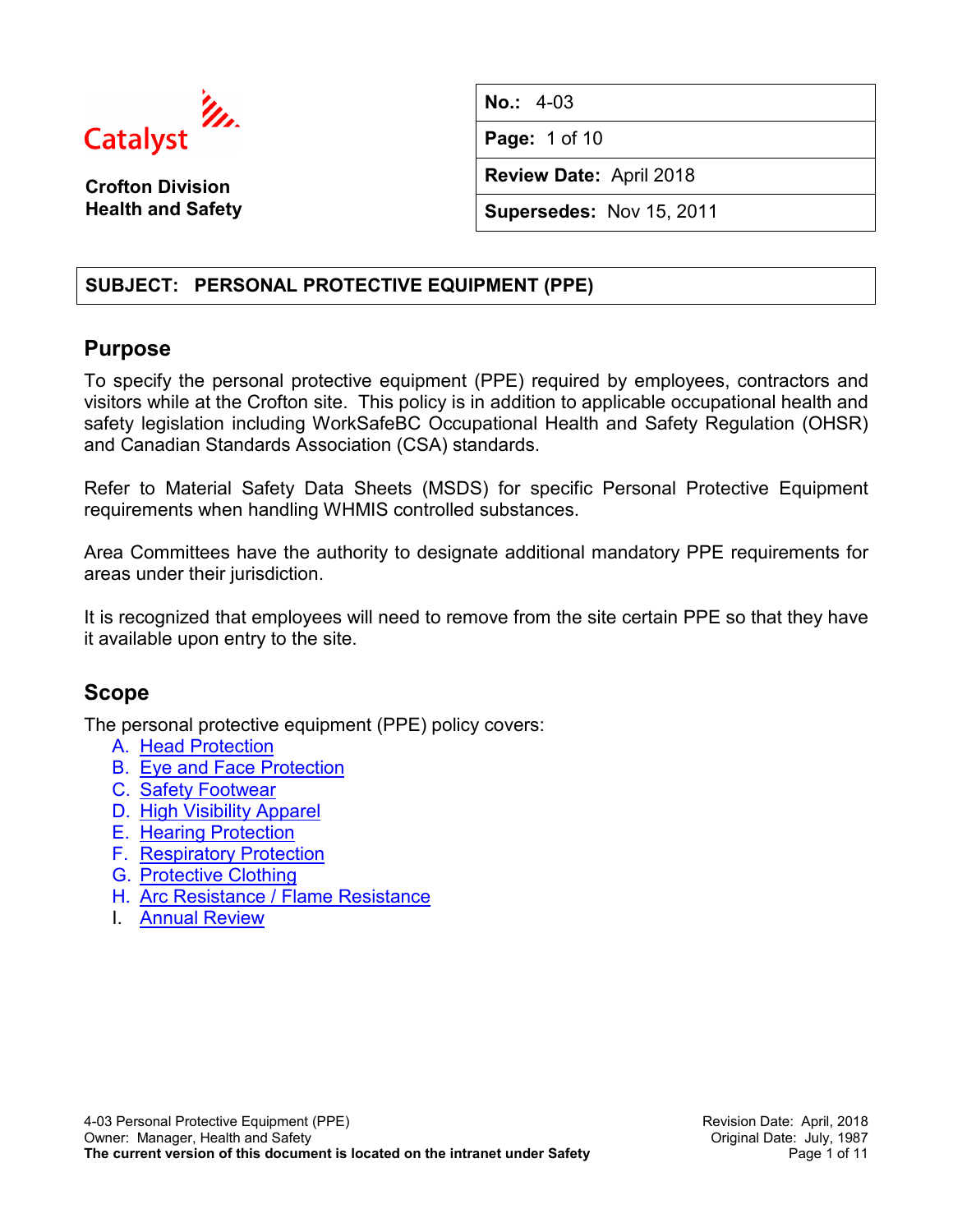Catalyst

**Crofton Division**
**Health and Safety**

| **No.:** 4-03 |
|---|
| **Page:** 1 of 10 |
| **Review Date:** April 2018 |
| **Supersedes:** Nov 15, 2011 |

**SUBJECT: PERSONAL PROTECTIVE EQUIPMENT (PPE)**

## Purpose

To specify the personal protective equipment (PPE) required by employees, contractors and visitors while at the Crofton site. This policy is in addition to applicable occupational health and safety legislation including WorkSafeBC Occupational Health and Safety Regulation (OHSR) and Canadian Standards Association (CSA) standards.

Refer to Material Safety Data Sheets (MSDS) for specific Personal Protective Equipment requirements when handling WHMIS controlled substances.

Area Committees have the authority to designate additional mandatory PPE requirements for areas under their jurisdiction.

It is recognized that employees will need to remove from the site certain PPE so that they have it available upon entry to the site.

## Scope

The personal protective equipment (PPE) policy covers:

A. Head Protection
B. Eye and Face Protection
C. Safety Footwear
D. High Visibility Apparel
E. Hearing Protection
F. Respiratory Protection
G. Protective Clothing
H. Arc Resistance / Flame Resistance
I. Annual Review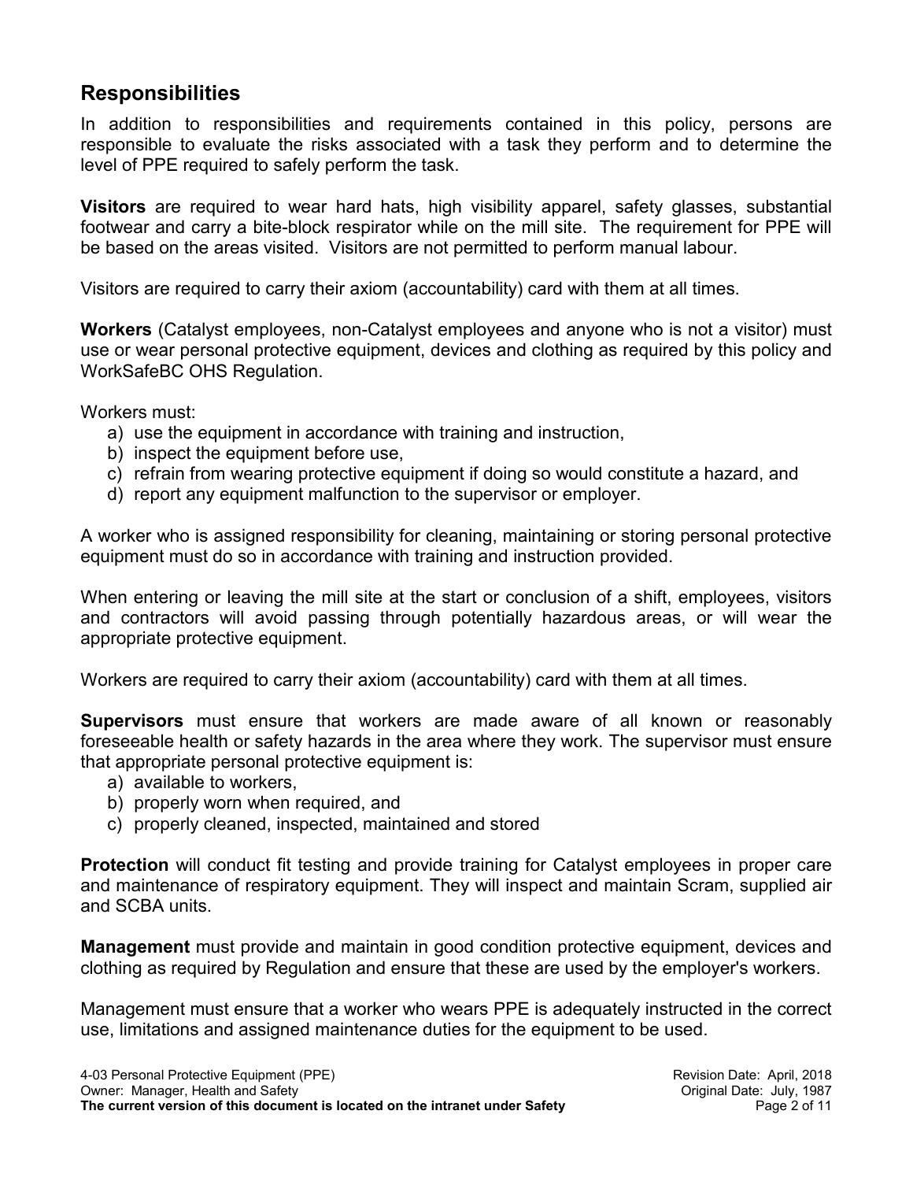## Responsibilities

In addition to responsibilities and requirements contained in this policy, persons are responsible to evaluate the risks associated with a task they perform and to determine the level of PPE required to safely perform the task.

**Visitors** are required to wear hard hats, high visibility apparel, safety glasses, substantial footwear and carry a bite-block respirator while on the mill site. The requirement for PPE will be based on the areas visited. Visitors are not permitted to perform manual labour.

Visitors are required to carry their axiom (accountability) card with them at all times.

**Workers** (Catalyst employees, non-Catalyst employees and anyone who is not a visitor) must use or wear personal protective equipment, devices and clothing as required by this policy and WorkSafeBC OHS Regulation.

Workers must:

a) use the equipment in accordance with training and instruction,
b) inspect the equipment before use,
c) refrain from wearing protective equipment if doing so would constitute a hazard, and
d) report any equipment malfunction to the supervisor or employer.

A worker who is assigned responsibility for cleaning, maintaining or storing personal protective equipment must do so in accordance with training and instruction provided.

When entering or leaving the mill site at the start or conclusion of a shift, employees, visitors and contractors will avoid passing through potentially hazardous areas, or will wear the appropriate protective equipment.

Workers are required to carry their axiom (accountability) card with them at all times.

**Supervisors** must ensure that workers are made aware of all known or reasonably foreseeable health or safety hazards in the area where they work. The supervisor must ensure that appropriate personal protective equipment is:

a) available to workers,
b) properly worn when required, and
c) properly cleaned, inspected, maintained and stored

**Protection** will conduct fit testing and provide training for Catalyst employees in proper care and maintenance of respiratory equipment. They will inspect and maintain Scram, supplied air and SCBA units.

**Management** must provide and maintain in good condition protective equipment, devices and clothing as required by Regulation and ensure that these are used by the employer's workers.

Management must ensure that a worker who wears PPE is adequately instructed in the correct use, limitations and assigned maintenance duties for the equipment to be used.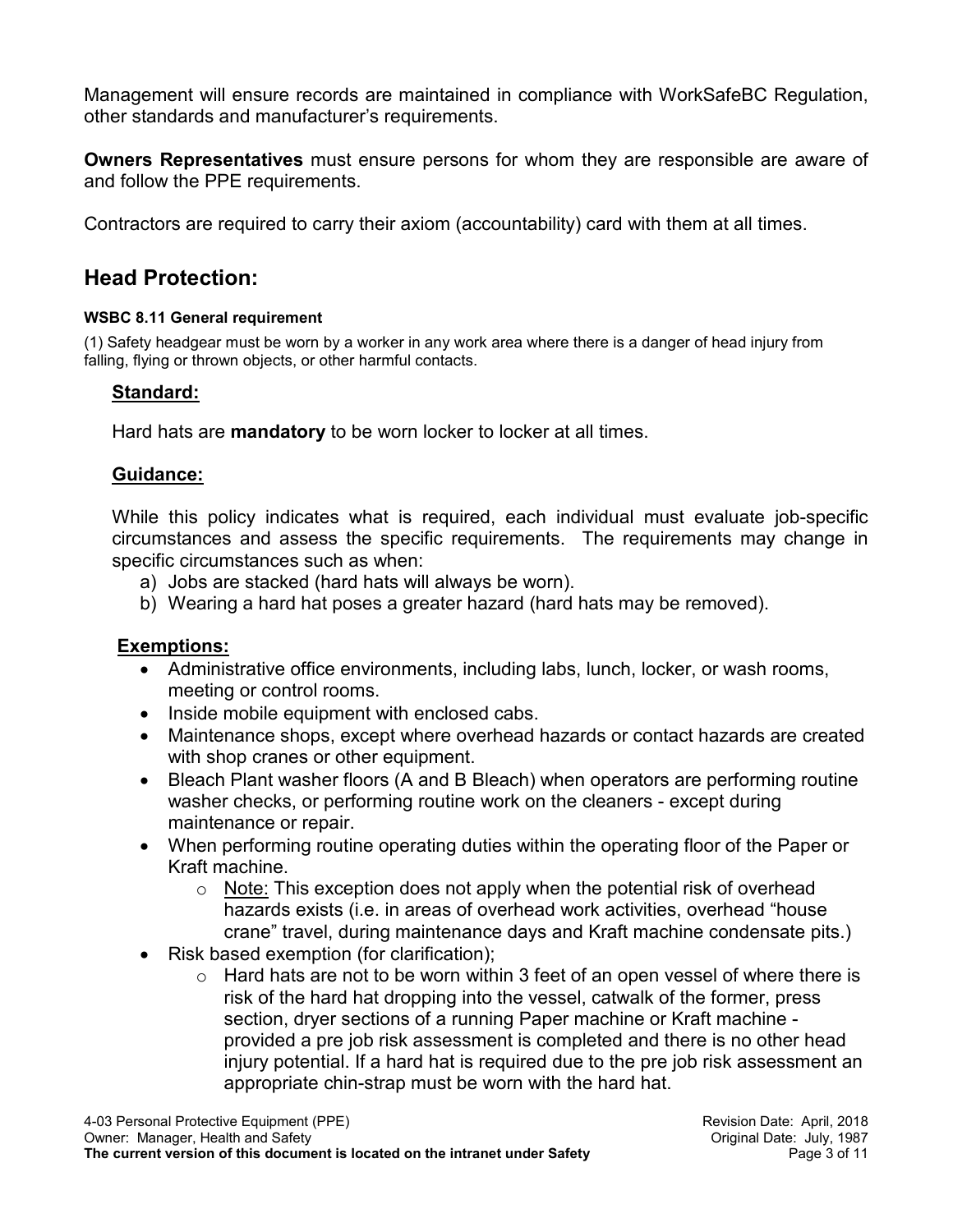Management will ensure records are maintained in compliance with WorkSafeBC Regulation, other standards and manufacturer's requirements.

**Owners Representatives** must ensure persons for whom they are responsible are aware of and follow the PPE requirements.

Contractors are required to carry their axiom (accountability) card with them at all times.

## Head Protection:

#### WSBC 8.11 General requirement

(1) Safety headgear must be worn by a worker in any work area where there is a danger of head injury from falling, flying or thrown objects, or other harmful contacts.

### Standard:

Hard hats are **mandatory** to be worn locker to locker at all times.

### Guidance:

While this policy indicates what is required, each individual must evaluate job-specific circumstances and assess the specific requirements. The requirements may change in specific circumstances such as when:

a) Jobs are stacked (hard hats will always be worn).
b) Wearing a hard hat poses a greater hazard (hard hats may be removed).

### Exemptions:

- Administrative office environments, including labs, lunch, locker, or wash rooms, meeting or control rooms.
- Inside mobile equipment with enclosed cabs.
- Maintenance shops, except where overhead hazards or contact hazards are created with shop cranes or other equipment.
- Bleach Plant washer floors (A and B Bleach) when operators are performing routine washer checks, or performing routine work on the cleaners - except during maintenance or repair.
- When performing routine operating duties within the operating floor of the Paper or Kraft machine.
  - Note: This exception does not apply when the potential risk of overhead hazards exists (i.e. in areas of overhead work activities, overhead "house crane" travel, during maintenance days and Kraft machine condensate pits.)
- Risk based exemption (for clarification);
  - Hard hats are not to be worn within 3 feet of an open vessel of where there is risk of the hard hat dropping into the vessel, catwalk of the former, press section, dryer sections of a running Paper machine or Kraft machine - provided a pre job risk assessment is completed and there is no other head injury potential. If a hard hat is required due to the pre job risk assessment an appropriate chin-strap must be worn with the hard hat.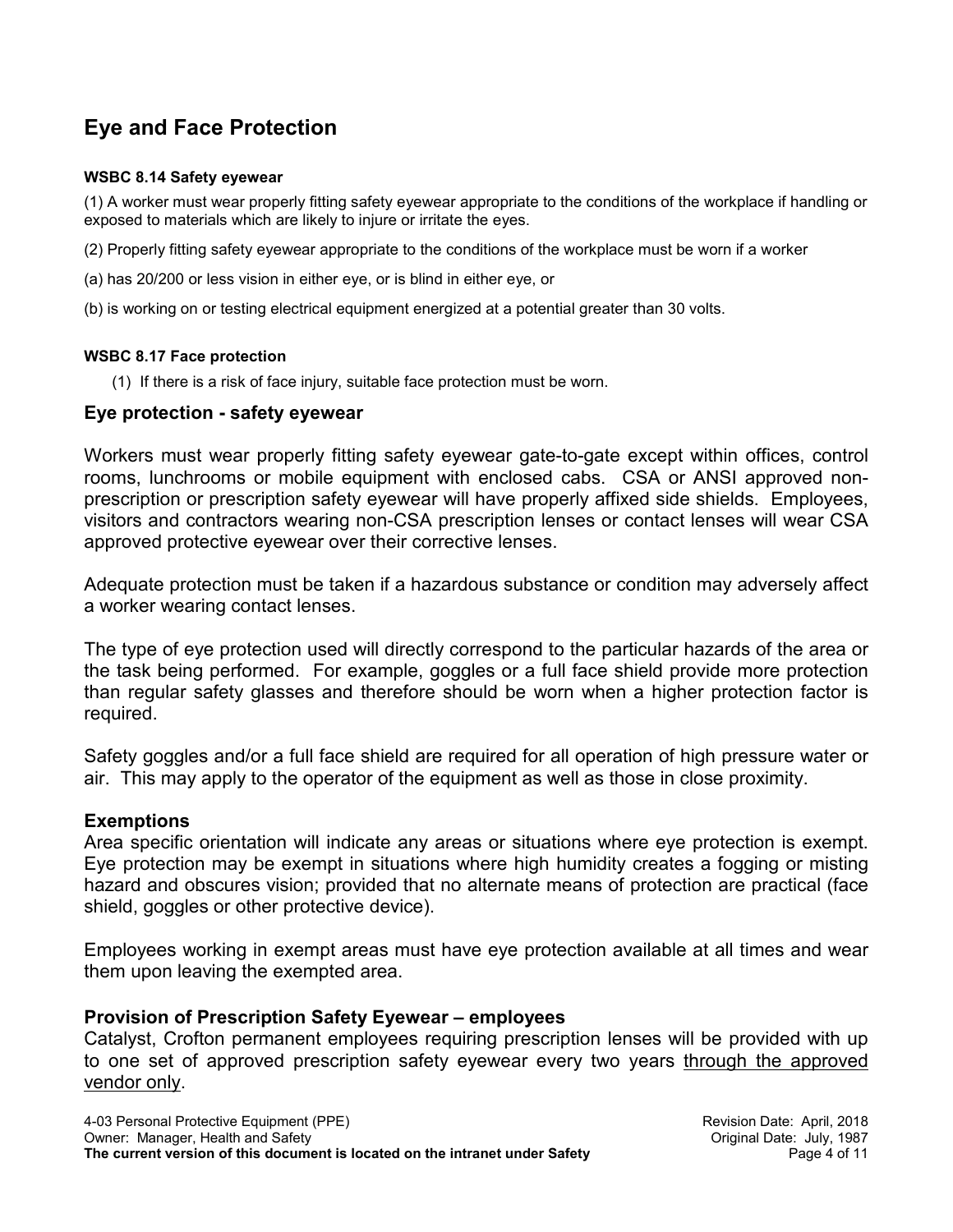## Eye and Face Protection

#### WSBC 8.14 Safety eyewear

(1) A worker must wear properly fitting safety eyewear appropriate to the conditions of the workplace if handling or exposed to materials which are likely to injure or irritate the eyes.

(2) Properly fitting safety eyewear appropriate to the conditions of the workplace must be worn if a worker

(a) has 20/200 or less vision in either eye, or is blind in either eye, or

(b) is working on or testing electrical equipment energized at a potential greater than 30 volts.

#### WSBC 8.17 Face protection

(1) If there is a risk of face injury, suitable face protection must be worn.

### Eye protection - safety eyewear

Workers must wear properly fitting safety eyewear gate-to-gate except within offices, control rooms, lunchrooms or mobile equipment with enclosed cabs. CSA or ANSI approved non-prescription or prescription safety eyewear will have properly affixed side shields. Employees, visitors and contractors wearing non-CSA prescription lenses or contact lenses will wear CSA approved protective eyewear over their corrective lenses.

Adequate protection must be taken if a hazardous substance or condition may adversely affect a worker wearing contact lenses.

The type of eye protection used will directly correspond to the particular hazards of the area or the task being performed. For example, goggles or a full face shield provide more protection than regular safety glasses and therefore should be worn when a higher protection factor is required.

Safety goggles and/or a full face shield are required for all operation of high pressure water or air. This may apply to the operator of the equipment as well as those in close proximity.

### Exemptions

Area specific orientation will indicate any areas or situations where eye protection is exempt. Eye protection may be exempt in situations where high humidity creates a fogging or misting hazard and obscures vision; provided that no alternate means of protection are practical (face shield, goggles or other protective device).

Employees working in exempt areas must have eye protection available at all times and wear them upon leaving the exempted area.

### Provision of Prescription Safety Eyewear – employees

Catalyst, Crofton permanent employees requiring prescription lenses will be provided with up to one set of approved prescription safety eyewear every two years <u>through the approved vendor only</u>.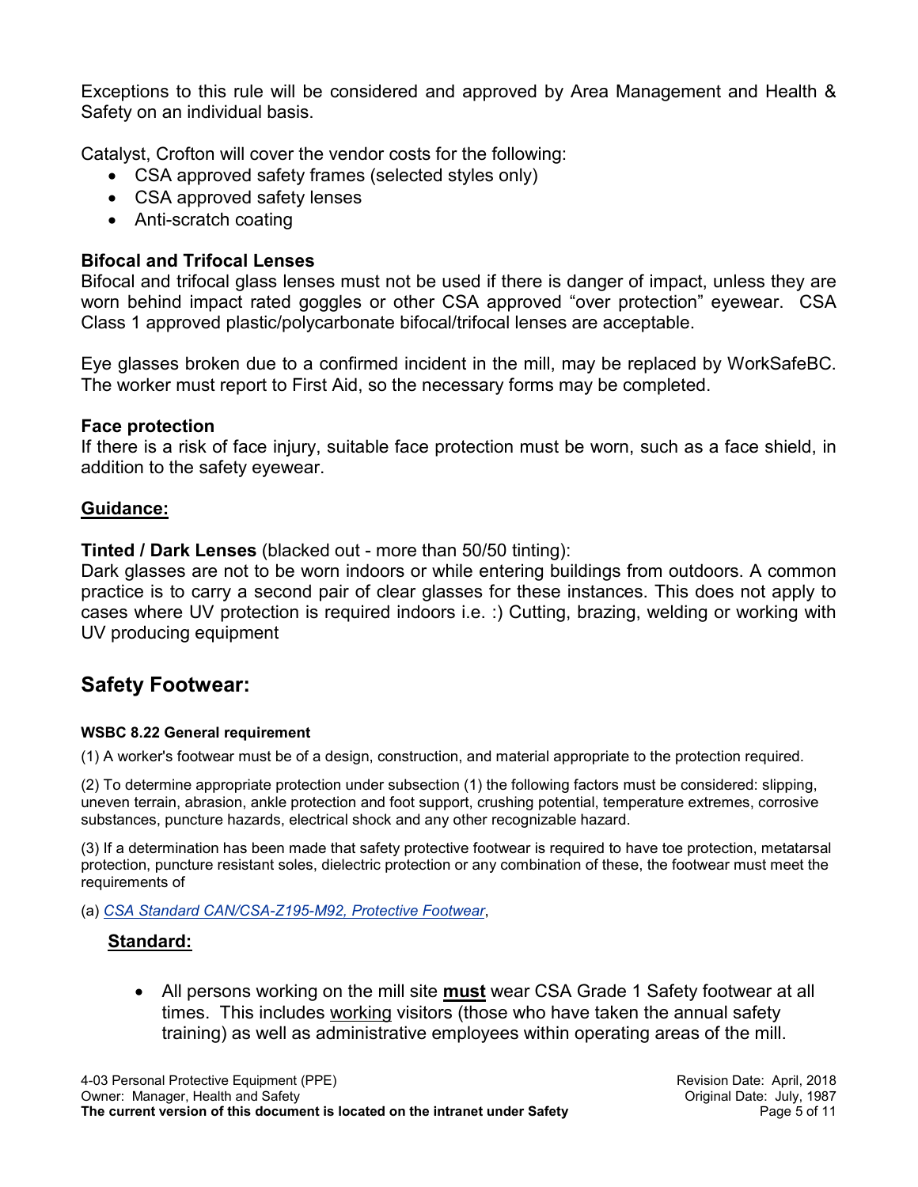Exceptions to this rule will be considered and approved by Area Management and Health & Safety on an individual basis.

Catalyst, Crofton will cover the vendor costs for the following:

- CSA approved safety frames (selected styles only)
- CSA approved safety lenses
- Anti-scratch coating

**Bifocal and Trifocal Lenses**
Bifocal and trifocal glass lenses must not be used if there is danger of impact, unless they are worn behind impact rated goggles or other CSA approved "over protection" eyewear. CSA Class 1 approved plastic/polycarbonate bifocal/trifocal lenses are acceptable.

Eye glasses broken due to a confirmed incident in the mill, may be replaced by WorkSafeBC. The worker must report to First Aid, so the necessary forms may be completed.

**Face protection**
If there is a risk of face injury, suitable face protection must be worn, such as a face shield, in addition to the safety eyewear.

**<u>Guidance:</u>**

**Tinted / Dark Lenses** (blacked out - more than 50/50 tinting):
Dark glasses are not to be worn indoors or while entering buildings from outdoors. A common practice is to carry a second pair of clear glasses for these instances. This does not apply to cases where UV protection is required indoors i.e. :) Cutting, brazing, welding or working with UV producing equipment

## Safety Footwear:

**WSBC 8.22 General requirement**

(1) A worker's footwear must be of a design, construction, and material appropriate to the protection required.

(2) To determine appropriate protection under subsection (1) the following factors must be considered: slipping, uneven terrain, abrasion, ankle protection and foot support, crushing potential, temperature extremes, corrosive substances, puncture hazards, electrical shock and any other recognizable hazard.

(3) If a determination has been made that safety protective footwear is required to have toe protection, metatarsal protection, puncture resistant soles, dielectric protection or any combination of these, the footwear must meet the requirements of

(a) *CSA Standard CAN/CSA-Z195-M92, Protective Footwear*,

**<u>Standard:</u>**

- All persons working on the mill site **<u>must</u>** wear CSA Grade 1 Safety footwear at all times. This includes <u>working</u> visitors (those who have taken the annual safety training) as well as administrative employees within operating areas of the mill.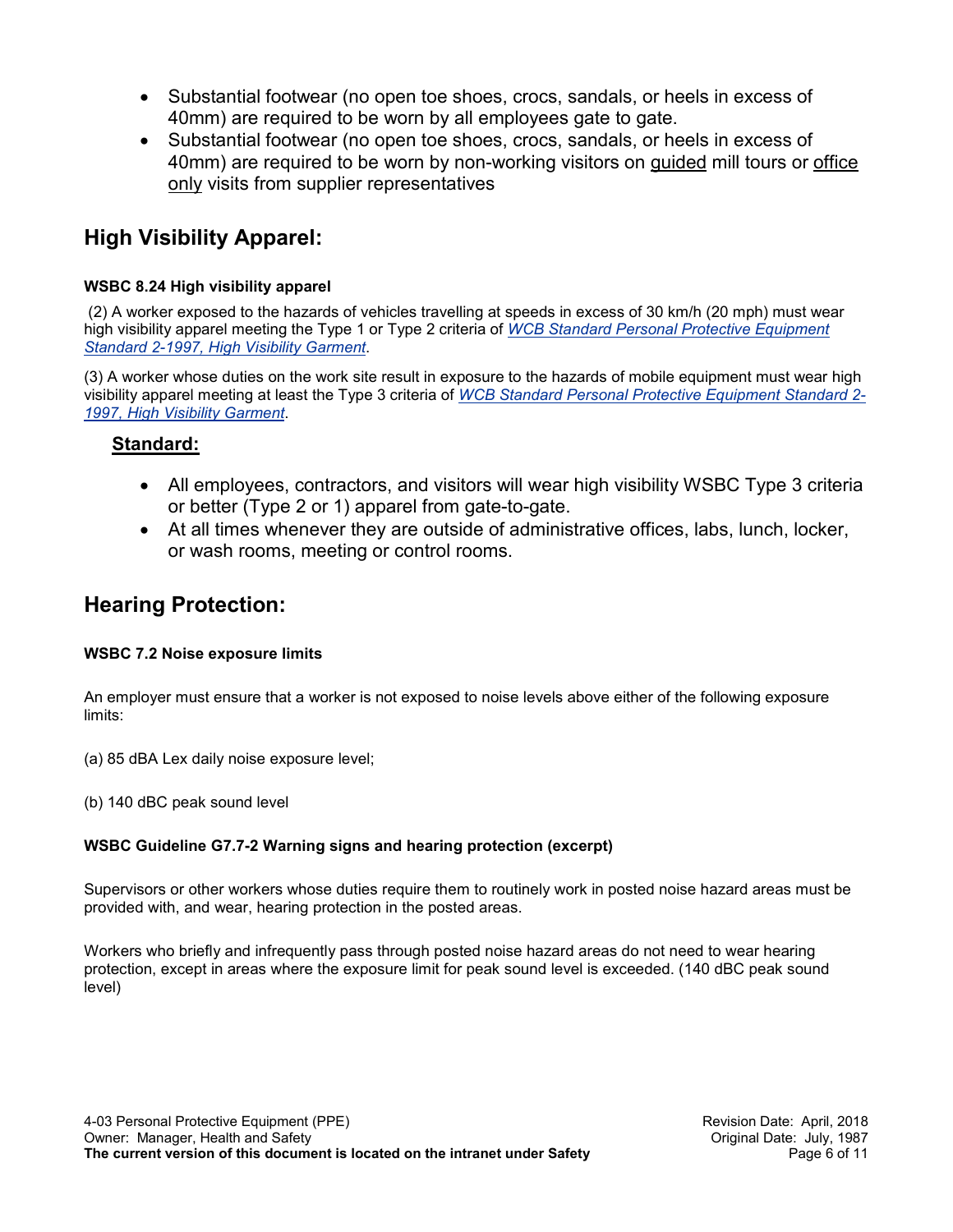- Substantial footwear (no open toe shoes, crocs, sandals, or heels in excess of 40mm) are required to be worn by all employees gate to gate.
- Substantial footwear (no open toe shoes, crocs, sandals, or heels in excess of 40mm) are required to be worn by non-working visitors on guided mill tours or office only visits from supplier representatives

## High Visibility Apparel:

#### WSBC 8.24 High visibility apparel

(2) A worker exposed to the hazards of vehicles travelling at speeds in excess of 30 km/h (20 mph) must wear high visibility apparel meeting the Type 1 or Type 2 criteria of *WCB Standard Personal Protective Equipment Standard 2-1997, High Visibility Garment*.

(3) A worker whose duties on the work site result in exposure to the hazards of mobile equipment must wear high visibility apparel meeting at least the Type 3 criteria of *WCB Standard Personal Protective Equipment Standard 2-1997, High Visibility Garment*.

### Standard:

- All employees, contractors, and visitors will wear high visibility WSBC Type 3 criteria or better (Type 2 or 1) apparel from gate-to-gate.
- At all times whenever they are outside of administrative offices, labs, lunch, locker, or wash rooms, meeting or control rooms.

## Hearing Protection:

#### WSBC 7.2 Noise exposure limits

An employer must ensure that a worker is not exposed to noise levels above either of the following exposure limits:

(a) 85 dBA Lex daily noise exposure level;

(b) 140 dBC peak sound level

#### WSBC Guideline G7.7-2 Warning signs and hearing protection (excerpt)

Supervisors or other workers whose duties require them to routinely work in posted noise hazard areas must be provided with, and wear, hearing protection in the posted areas.

Workers who briefly and infrequently pass through posted noise hazard areas do not need to wear hearing protection, except in areas where the exposure limit for peak sound level is exceeded. (140 dBC peak sound level)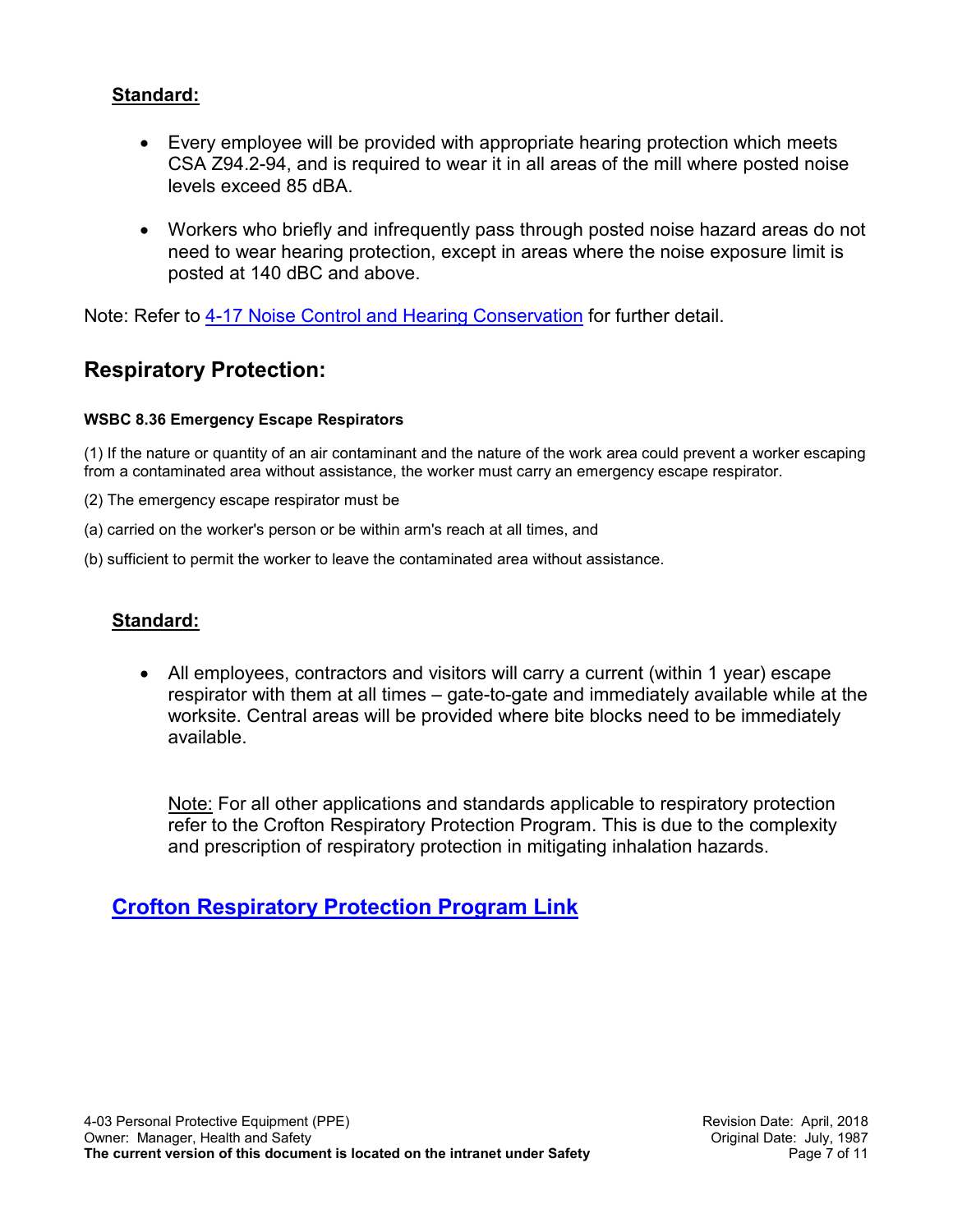**Standard:**

- Every employee will be provided with appropriate hearing protection which meets CSA Z94.2-94, and is required to wear it in all areas of the mill where posted noise levels exceed 85 dBA.
- Workers who briefly and infrequently pass through posted noise hazard areas do not need to wear hearing protection, except in areas where the noise exposure limit is posted at 140 dBC and above.

Note: Refer to 4-17 Noise Control and Hearing Conservation for further detail.

## Respiratory Protection:

**WSBC 8.36 Emergency Escape Respirators**

(1) If the nature or quantity of an air contaminant and the nature of the work area could prevent a worker escaping from a contaminated area without assistance, the worker must carry an emergency escape respirator.

(2) The emergency escape respirator must be

(a) carried on the worker's person or be within arm's reach at all times, and

(b) sufficient to permit the worker to leave the contaminated area without assistance.

**Standard:**

- All employees, contractors and visitors will carry a current (within 1 year) escape respirator with them at all times – gate-to-gate and immediately available while at the worksite. Central areas will be provided where bite blocks need to be immediately available.

  Note: For all other applications and standards applicable to respiratory protection refer to the Crofton Respiratory Protection Program. This is due to the complexity and prescription of respiratory protection in mitigating inhalation hazards.

**Crofton Respiratory Protection Program Link**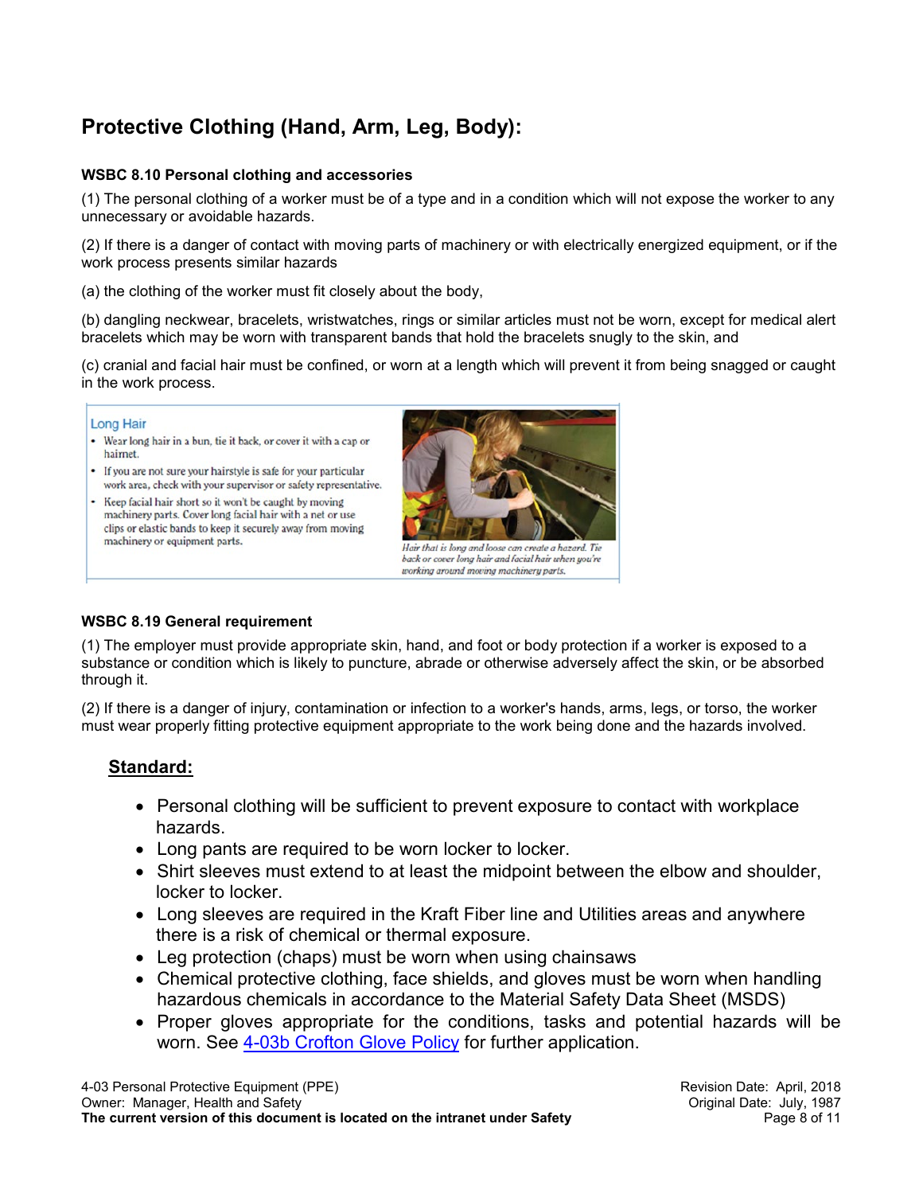## Protective Clothing (Hand, Arm, Leg, Body):

**WSBC 8.10 Personal clothing and accessories**

(1) The personal clothing of a worker must be of a type and in a condition which will not expose the worker to any unnecessary or avoidable hazards.

(2) If there is a danger of contact with moving parts of machinery or with electrically energized equipment, or if the work process presents similar hazards

(a) the clothing of the worker must fit closely about the body,

(b) dangling neckwear, bracelets, wristwatches, rings or similar articles must not be worn, except for medical alert bracelets which may be worn with transparent bands that hold the bracelets snugly to the skin, and

(c) cranial and facial hair must be confined, or worn at a length which will prevent it from being snagged or caught in the work process.

Long Hair

- Wear long hair in a bun, tie it back, or cover it with a cap or hairnet.
- If you are not sure your hairstyle is safe for your particular work area, check with your supervisor or safety representative.
- Keep facial hair short so it won't be caught by moving machinery parts. Cover long facial hair with a net or use clips or elastic bands to keep it securely away from moving machinery or equipment parts.

*Hair that is long and loose can create a hazard. Tie back or cover long hair and facial hair when you're working around moving machinery parts.*

**WSBC 8.19 General requirement**

(1) The employer must provide appropriate skin, hand, and foot or body protection if a worker is exposed to a substance or condition which is likely to puncture, abrade or otherwise adversely affect the skin, or be absorbed through it.

(2) If there is a danger of injury, contamination or infection to a worker's hands, arms, legs, or torso, the worker must wear properly fitting protective equipment appropriate to the work being done and the hazards involved.

### <u>Standard:</u>

- Personal clothing will be sufficient to prevent exposure to contact with workplace hazards.
- Long pants are required to be worn locker to locker.
- Shirt sleeves must extend to at least the midpoint between the elbow and shoulder, locker to locker.
- Long sleeves are required in the Kraft Fiber line and Utilities areas and anywhere there is a risk of chemical or thermal exposure.
- Leg protection (chaps) must be worn when using chainsaws
- Chemical protective clothing, face shields, and gloves must be worn when handling hazardous chemicals in accordance to the Material Safety Data Sheet (MSDS)
- Proper gloves appropriate for the conditions, tasks and potential hazards will be worn. See 4-03b Crofton Glove Policy for further application.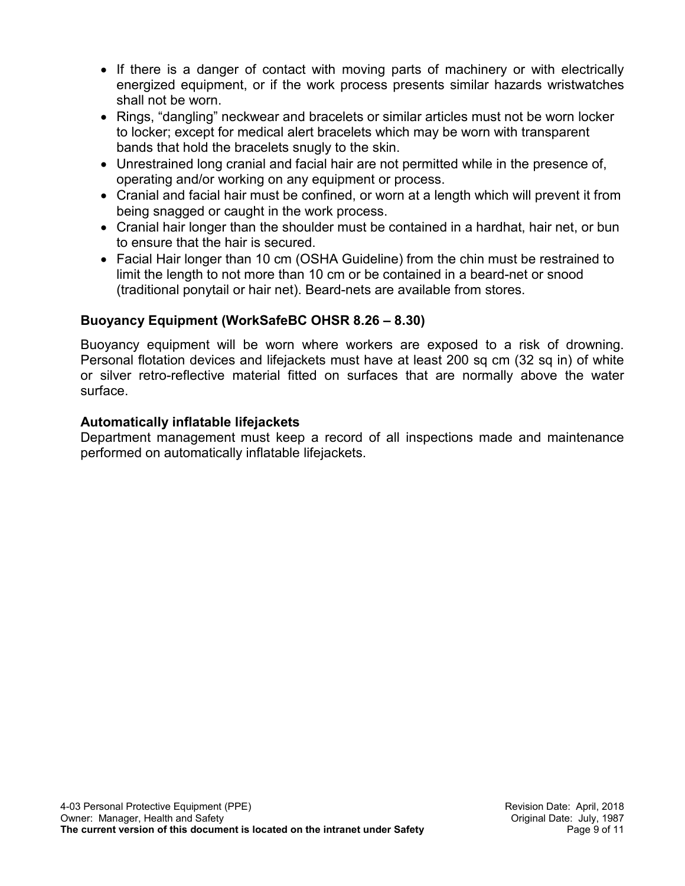- If there is a danger of contact with moving parts of machinery or with electrically energized equipment, or if the work process presents similar hazards wristwatches shall not be worn.
- Rings, "dangling" neckwear and bracelets or similar articles must not be worn locker to locker; except for medical alert bracelets which may be worn with transparent bands that hold the bracelets snugly to the skin.
- Unrestrained long cranial and facial hair are not permitted while in the presence of, operating and/or working on any equipment or process.
- Cranial and facial hair must be confined, or worn at a length which will prevent it from being snagged or caught in the work process.
- Cranial hair longer than the shoulder must be contained in a hardhat, hair net, or bun to ensure that the hair is secured.
- Facial Hair longer than 10 cm (OSHA Guideline) from the chin must be restrained to limit the length to not more than 10 cm or be contained in a beard-net or snood (traditional ponytail or hair net). Beard-nets are available from stores.

### Buoyancy Equipment (WorkSafeBC OHSR 8.26 – 8.30)

Buoyancy equipment will be worn where workers are exposed to a risk of drowning. Personal flotation devices and lifejackets must have at least 200 sq cm (32 sq in) of white or silver retro-reflective material fitted on surfaces that are normally above the water surface.

### Automatically inflatable lifejackets

Department management must keep a record of all inspections made and maintenance performed on automatically inflatable lifejackets.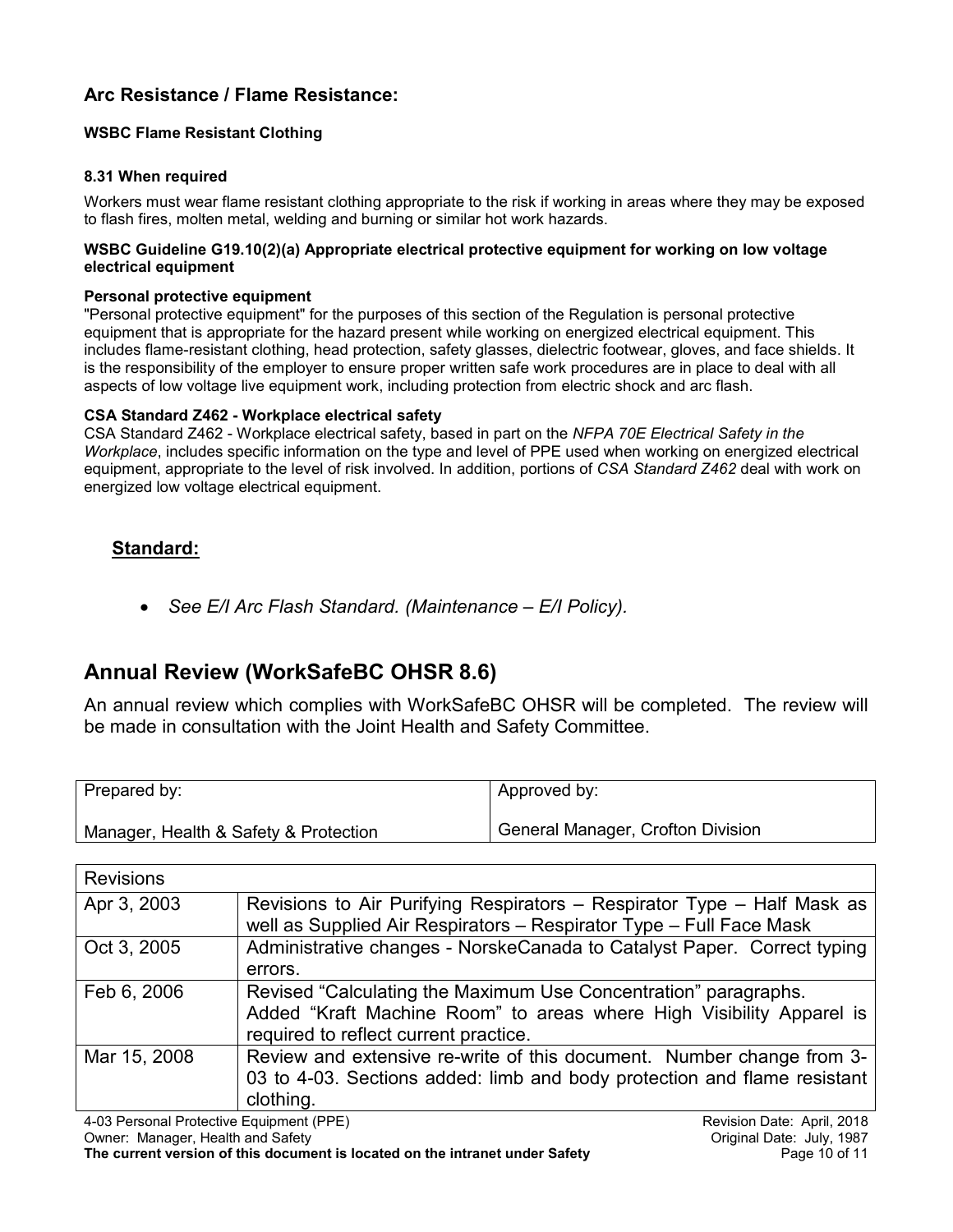## Arc Resistance / Flame Resistance:

**WSBC Flame Resistant Clothing**

**8.31 When required**

Workers must wear flame resistant clothing appropriate to the risk if working in areas where they may be exposed to flash fires, molten metal, welding and burning or similar hot work hazards.

**WSBC Guideline G19.10(2)(a) Appropriate electrical protective equipment for working on low voltage electrical equipment**

**Personal protective equipment**
"Personal protective equipment" for the purposes of this section of the Regulation is personal protective equipment that is appropriate for the hazard present while working on energized electrical equipment. This includes flame-resistant clothing, head protection, safety glasses, dielectric footwear, gloves, and face shields. It is the responsibility of the employer to ensure proper written safe work procedures are in place to deal with all aspects of low voltage live equipment work, including protection from electric shock and arc flash.

**CSA Standard Z462 - Workplace electrical safety**
CSA Standard Z462 - Workplace electrical safety, based in part on the *NFPA 70E Electrical Safety in the Workplace*, includes specific information on the type and level of PPE used when working on energized electrical equipment, appropriate to the level of risk involved. In addition, portions of *CSA Standard Z462* deal with work on energized low voltage electrical equipment.

### Standard:

- *See E/I Arc Flash Standard. (Maintenance – E/I Policy).*

## Annual Review (WorkSafeBC OHSR 8.6)

An annual review which complies with WorkSafeBC OHSR will be completed. The review will be made in consultation with the Joint Health and Safety Committee.

| Prepared by: | Approved by: |
|---|---|
| Manager, Health & Safety & Protection | General Manager, Crofton Division |

| Revisions | |
|---|---|
| Apr 3, 2003 | Revisions to Air Purifying Respirators – Respirator Type – Half Mask as well as Supplied Air Respirators – Respirator Type – Full Face Mask |
| Oct 3, 2005 | Administrative changes - NorskeCanada to Catalyst Paper. Correct typing errors. |
| Feb 6, 2006 | Revised "Calculating the Maximum Use Concentration" paragraphs. Added "Kraft Machine Room" to areas where High Visibility Apparel is required to reflect current practice. |
| Mar 15, 2008 | Review and extensive re-write of this document. Number change from 3-03 to 4-03. Sections added: limb and body protection and flame resistant clothing. |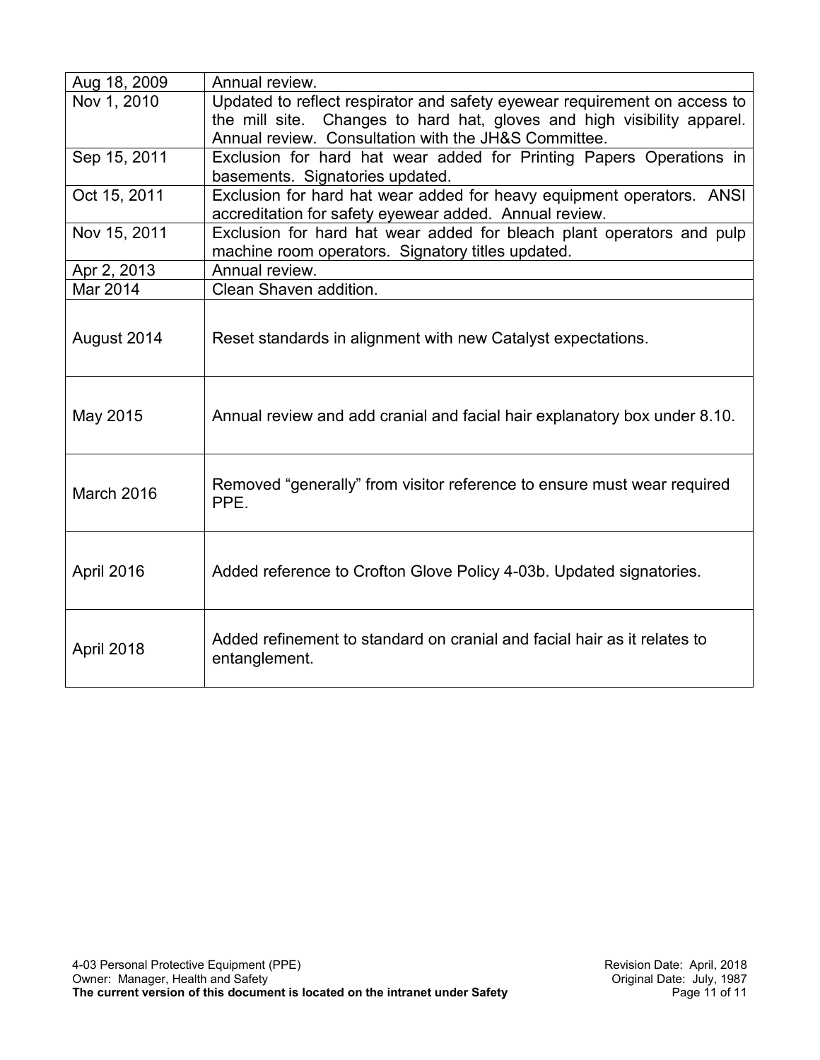| | |
|---|---|
| Aug 18, 2009 | Annual review. |
| Nov 1, 2010 | Updated to reflect respirator and safety eyewear requirement on access to the mill site. Changes to hard hat, gloves and high visibility apparel. Annual review. Consultation with the JH&S Committee. |
| Sep 15, 2011 | Exclusion for hard hat wear added for Printing Papers Operations in basements. Signatories updated. |
| Oct 15, 2011 | Exclusion for hard hat wear added for heavy equipment operators. ANSI accreditation for safety eyewear added. Annual review. |
| Nov 15, 2011 | Exclusion for hard hat wear added for bleach plant operators and pulp machine room operators. Signatory titles updated. |
| Apr 2, 2013 | Annual review. |
| Mar 2014 | Clean Shaven addition. |
| August 2014 | Reset standards in alignment with new Catalyst expectations. |
| May 2015 | Annual review and add cranial and facial hair explanatory box under 8.10. |
| March 2016 | Removed "generally" from visitor reference to ensure must wear required PPE. |
| April 2016 | Added reference to Crofton Glove Policy 4-03b. Updated signatories. |
| April 2018 | Added refinement to standard on cranial and facial hair as it relates to entanglement. |